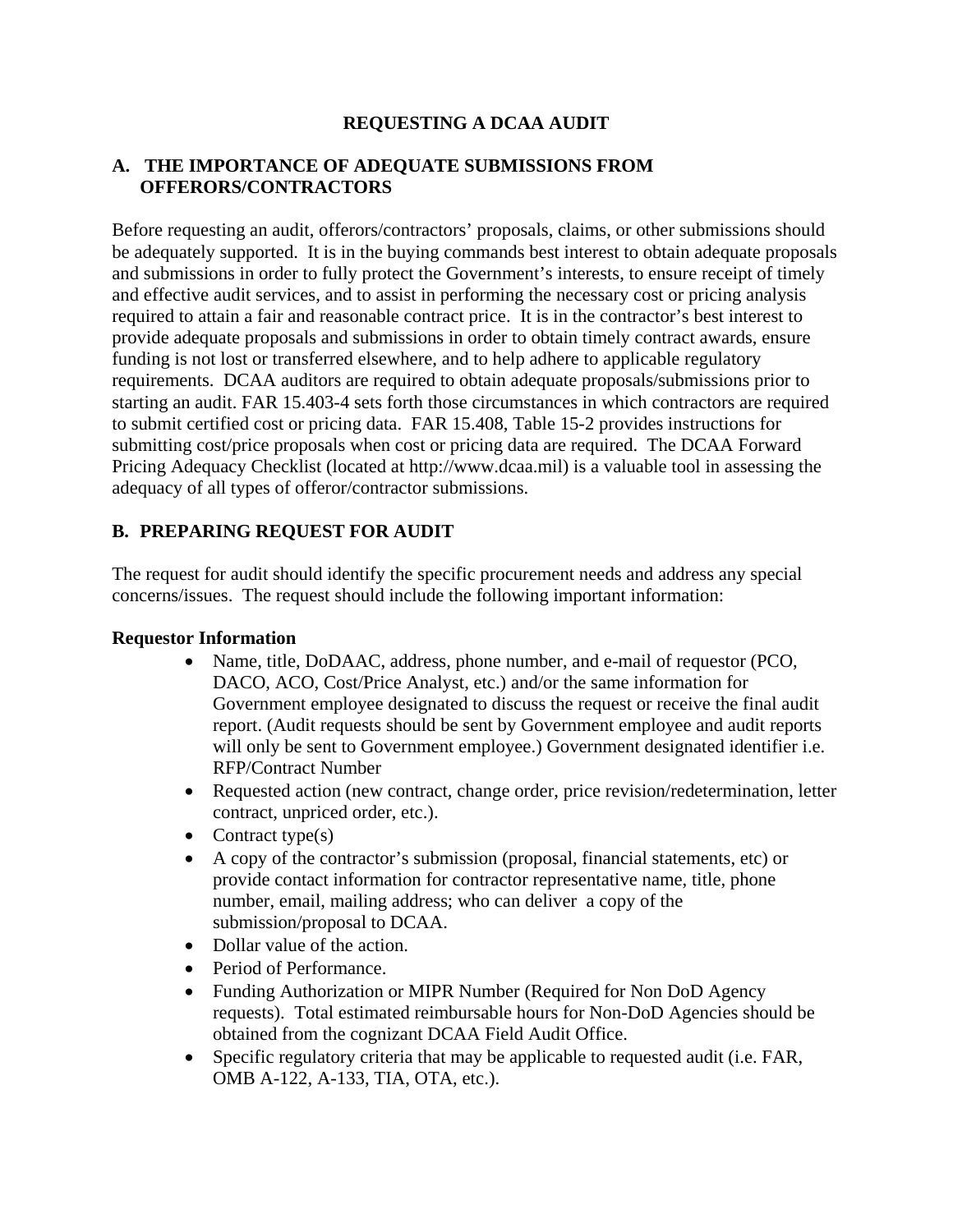# REQUESTING A DCAA AUDIT

## A. THE IMPORTANCE OF ADEQUATE SUBMISSIONS FROM OFFERORS/CONTRACTORS

Before requesting an audit, offerors/contractors' proposals, claims, or other submissions should be adequately supported. It is in the buying commands best interest to obtain adequate proposals and submissions in order to fully protect the Government's interests, to ensure receipt of timely and effective audit services, and to assist in performing the necessary cost or pricing analysis required to attain a fair and reasonable contract price. It is in the contractor's best interest to provide adequate proposals and submissions in order to obtain timely contract awards, ensure funding is not lost or transferred elsewhere, and to help adhere to applicable regulatory requirements. DCAA auditors are required to obtain adequate proposals/submissions prior to starting an audit. FAR 15.403-4 sets forth those circumstances in which contractors are required to submit certified cost or pricing data. FAR 15.408, Table 15-2 provides instructions for submitting cost/price proposals when cost or pricing data are required. The DCAA Forward Pricing Adequacy Checklist (located at http://www.dcaa.mil) is a valuable tool in assessing the adequacy of all types of offeror/contractor submissions.

## B. PREPARING REQUEST FOR AUDIT

The request for audit should identify the specific procurement needs and address any special concerns/issues. The request should include the following important information:

**Requestor Information**

- Name, title, DoDAAC, address, phone number, and e-mail of requestor (PCO, DACO, ACO, Cost/Price Analyst, etc.) and/or the same information for Government employee designated to discuss the request or receive the final audit report. (Audit requests should be sent by Government employee and audit reports will only be sent to Government employee.) Government designated identifier i.e. RFP/Contract Number
- Requested action (new contract, change order, price revision/redetermination, letter contract, unpriced order, etc.).
- Contract type(s)
- A copy of the contractor's submission (proposal, financial statements, etc) or provide contact information for contractor representative name, title, phone number, email, mailing address; who can deliver a copy of the submission/proposal to DCAA.
- Dollar value of the action.
- Period of Performance.
- Funding Authorization or MIPR Number (Required for Non DoD Agency requests). Total estimated reimbursable hours for Non-DoD Agencies should be obtained from the cognizant DCAA Field Audit Office.
- Specific regulatory criteria that may be applicable to requested audit (i.e. FAR, OMB A-122, A-133, TIA, OTA, etc.).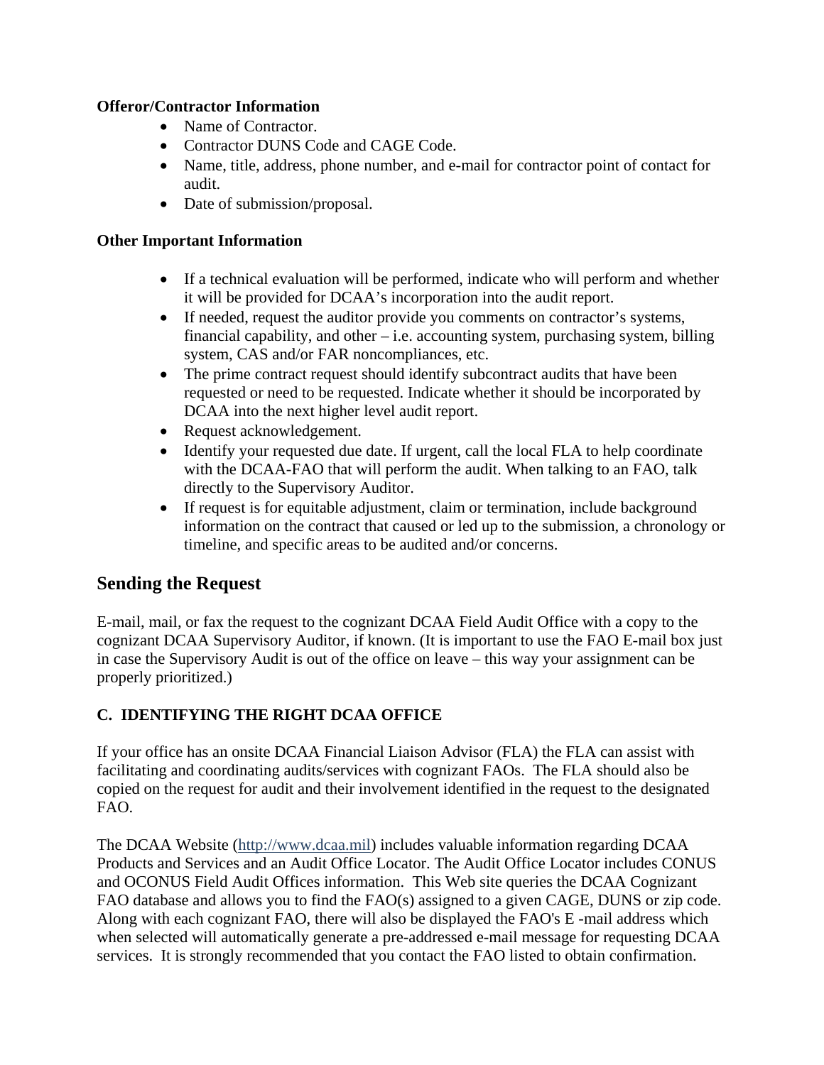**Offeror/Contractor Information**

- Name of Contractor.
- Contractor DUNS Code and CAGE Code.
- Name, title, address, phone number, and e-mail for contractor point of contact for audit.
- Date of submission/proposal.

**Other Important Information**

- If a technical evaluation will be performed, indicate who will perform and whether it will be provided for DCAA's incorporation into the audit report.
- If needed, request the auditor provide you comments on contractor's systems, financial capability, and other – i.e. accounting system, purchasing system, billing system, CAS and/or FAR noncompliances, etc.
- The prime contract request should identify subcontract audits that have been requested or need to be requested. Indicate whether it should be incorporated by DCAA into the next higher level audit report.
- Request acknowledgement.
- Identify your requested due date. If urgent, call the local FLA to help coordinate with the DCAA-FAO that will perform the audit. When talking to an FAO, talk directly to the Supervisory Auditor.
- If request is for equitable adjustment, claim or termination, include background information on the contract that caused or led up to the submission, a chronology or timeline, and specific areas to be audited and/or concerns.

## Sending the Request

E-mail, mail, or fax the request to the cognizant DCAA Field Audit Office with a copy to the cognizant DCAA Supervisory Auditor, if known. (It is important to use the FAO E-mail box just in case the Supervisory Audit is out of the office on leave – this way your assignment can be properly prioritized.)

**C. IDENTIFYING THE RIGHT DCAA OFFICE**

If your office has an onsite DCAA Financial Liaison Advisor (FLA) the FLA can assist with facilitating and coordinating audits/services with cognizant FAOs. The FLA should also be copied on the request for audit and their involvement identified in the request to the designated FAO.

The DCAA Website (http://www.dcaa.mil) includes valuable information regarding DCAA Products and Services and an Audit Office Locator. The Audit Office Locator includes CONUS and OCONUS Field Audit Offices information. This Web site queries the DCAA Cognizant FAO database and allows you to find the FAO(s) assigned to a given CAGE, DUNS or zip code. Along with each cognizant FAO, there will also be displayed the FAO's E -mail address which when selected will automatically generate a pre-addressed e-mail message for requesting DCAA services. It is strongly recommended that you contact the FAO listed to obtain confirmation.